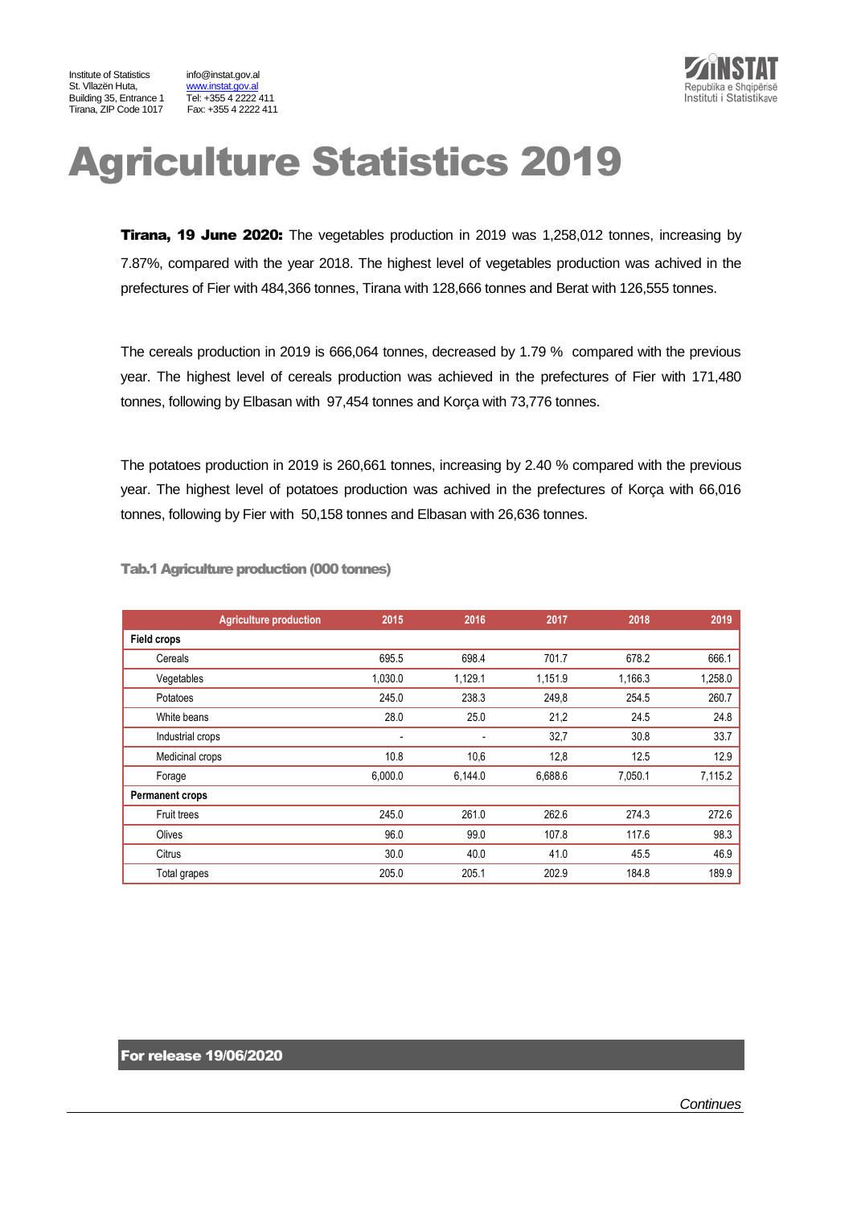Institute of Statistics
St. Vllazën Huta,
Building 35, Entrance 1
Tirana, ZIP Code 1017

info@instat.gov.al
www.instat.gov.al
Tel: +355 4 2222 411
Fax: +355 4 2222 411

# Agriculture Statistics 2019

**Tirana, 19 June 2020:** The vegetables production in 2019 was 1,258,012 tonnes, increasing by 7.87%, compared with the year 2018. The highest level of vegetables production was achived in the prefectures of Fier with 484,366 tonnes, Tirana with 128,666 tonnes and Berat with 126,555 tonnes.

The cereals production in 2019 is 666,064 tonnes, decreased by 1.79 % compared with the previous year. The highest level of cereals production was achieved in the prefectures of Fier with 171,480 tonnes, following by Elbasan with 97,454 tonnes and Korça with 73,776 tonnes.

The potatoes production in 2019 is 260,661 tonnes, increasing by 2.40 % compared with the previous year. The highest level of potatoes production was achived in the prefectures of Korça with 66,016 tonnes, following by Fier with 50,158 tonnes and Elbasan with 26,636 tonnes.

**Tab.1 Agriculture production (000 tonnes)**

| Agriculture production | 2015 | 2016 | 2017 | 2018 | 2019 |
|---|---|---|---|---|---|
| **Field crops** | | | | | |
| Cereals | 695.5 | 698.4 | 701.7 | 678.2 | 666.1 |
| Vegetables | 1,030.0 | 1,129.1 | 1,151.9 | 1,166.3 | 1,258.0 |
| Potatoes | 245.0 | 238.3 | 249,8 | 254.5 | 260.7 |
| White beans | 28.0 | 25.0 | 21,2 | 24.5 | 24.8 |
| Industrial crops | - | - | 32,7 | 30.8 | 33.7 |
| Medicinal crops | 10.8 | 10,6 | 12,8 | 12.5 | 12.9 |
| Forage | 6,000.0 | 6,144.0 | 6,688.6 | 7,050.1 | 7,115.2 |
| **Permanent crops** | | | | | |
| Fruit trees | 245.0 | 261.0 | 262.6 | 274.3 | 272.6 |
| Olives | 96.0 | 99.0 | 107.8 | 117.6 | 98.3 |
| Citrus | 30.0 | 40.0 | 41.0 | 45.5 | 46.9 |
| Total grapes | 205.0 | 205.1 | 202.9 | 184.8 | 189.9 |

**For release 19/06/2020**

*Continues*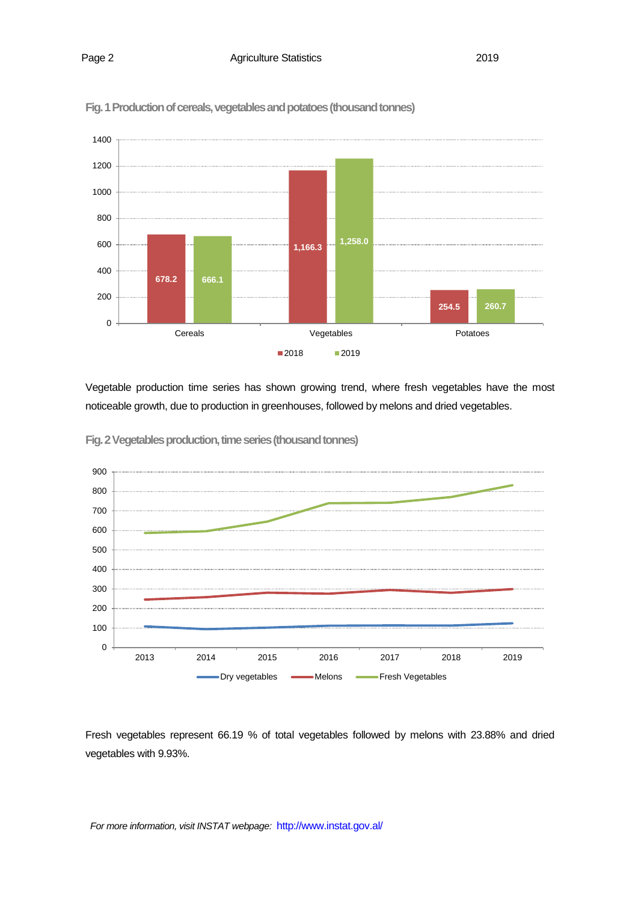Fig. 1 Production of cereals, vegetables and potatoes (thousand tonnes)

| | 2018 | 2019 |
|---|---|---|
| Cereals | 678.2 | 666.1 |
| Vegetables | 1,166.3 | 1,258.0 |
| Potatoes | 254.5 | 260.7 |

Vegetable production time series has shown growing trend, where fresh vegetables have the most noticeable growth, due to production in greenhouses, followed by melons and dried vegetables.

Fig. 2 Vegetables production, time series (thousand tonnes)

Fresh vegetables represent 66.19 % of total vegetables followed by melons with 23.88% and dried vegetables with 9.93%.

*For more information, visit INSTAT webpage:* http://www.instat.gov.al/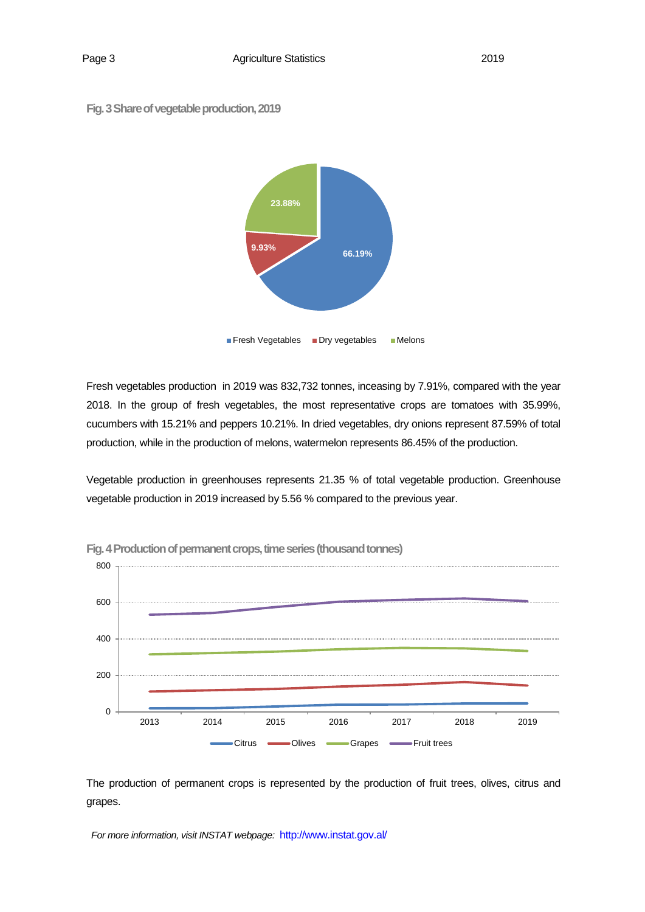**Fig. 3 Share of vegetable production, 2019**

Fresh vegetables production  in 2019 was 832,732 tonnes, inceasing by 7.91%, compared with the year 2018. In the group of fresh vegetables, the most representative crops are tomatoes with 35.99%, cucumbers with 15.21% and peppers 10.21%. In dried vegetables, dry onions represent 87.59% of total production, while in the production of melons, watermelon represents 86.45% of the production.

Vegetable production in greenhouses represents 21.35 % of total vegetable production. Greenhouse vegetable production in 2019 increased by 5.56 % compared to the previous year.

**Fig. 4 Production of permanent crops, time series (thousand tonnes)**

The production of permanent crops is represented by the production of fruit trees, olives, citrus and grapes.

*For more information, visit INSTAT webpage:* http://www.instat.gov.al/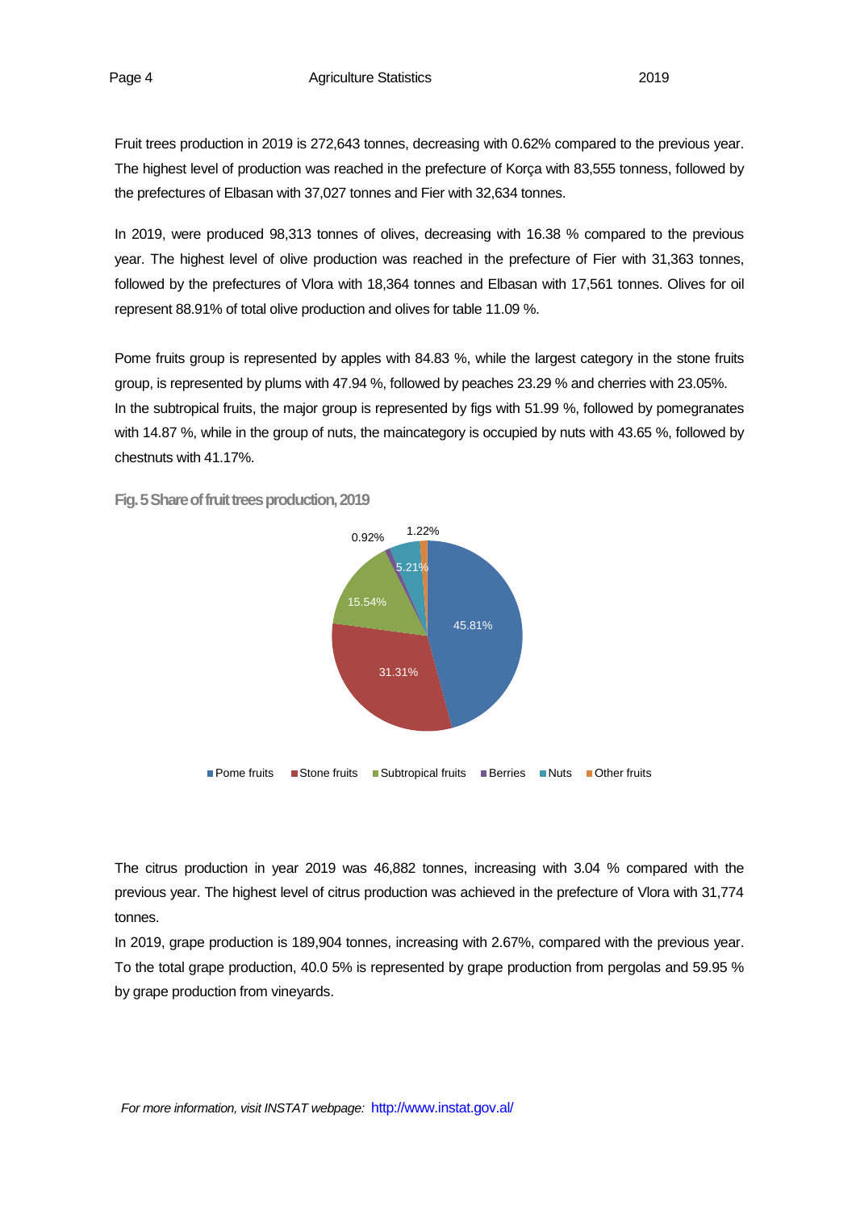Fruit trees production in 2019 is 272,643 tonnes, decreasing with 0.62% compared to the previous year. The highest level of production was reached in the prefecture of Korça with 83,555 tonness, followed by the prefectures of Elbasan with 37,027 tonnes and Fier with 32,634 tonnes.

In 2019, were produced 98,313 tonnes of olives, decreasing with 16.38 % compared to the previous year. The highest level of olive production was reached in the prefecture of Fier with 31,363 tonnes, followed by the prefectures of Vlora with 18,364 tonnes and Elbasan with 17,561 tonnes. Olives for oil represent 88.91% of total olive production and olives for table 11.09 %.

Pome fruits group is represented by apples with 84.83 %, while the largest category in the stone fruits group, is represented by plums with 47.94 %, followed by peaches 23.29 % and cherries with 23.05%.
In the subtropical fruits, the major group is represented by figs with 51.99 %, followed by pomegranates with 14.87 %, while in the group of nuts, the maincategory is occupied by nuts with 43.65 %, followed by chestnuts with 41.17%.

**Fig. 5 Share of fruit trees production, 2019**

| Category | Share |
|---|---|
| Pome fruits | 45.81% |
| Stone fruits | 31.31% |
| Subtropical fruits | 15.54% |
| Berries | 0.92% |
| Nuts | 5.21% |
| Other fruits | 1.22% |

The citrus production in year 2019 was 46,882 tonnes, increasing with 3.04 % compared with the previous year. The highest level of citrus production was achieved in the prefecture of Vlora with 31,774 tonnes.

In 2019, grape production is 189,904 tonnes, increasing with 2.67%, compared with the previous year. To the total grape production, 40.0 5% is represented by grape production from pergolas and 59.95 % by grape production from vineyards.

*For more information, visit INSTAT webpage:* http://www.instat.gov.al/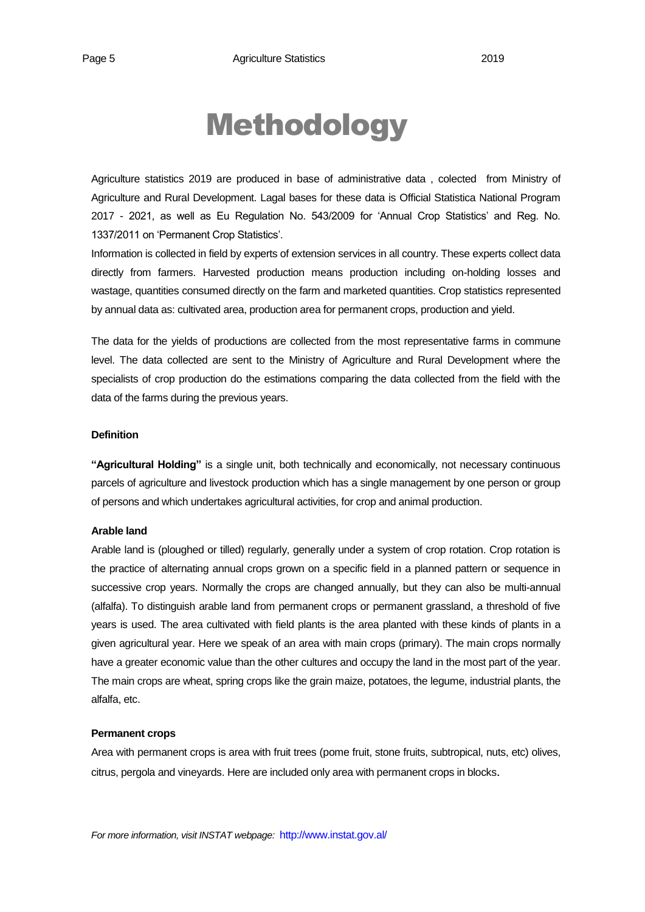# Methodology

Agriculture statistics 2019 are produced in base of administrative data , colected from Ministry of Agriculture and Rural Development. Lagal bases for these data is Official Statistica National Program 2017 - 2021, as well as Eu Regulation No. 543/2009 for 'Annual Crop Statistics' and Reg. No. 1337/2011 on 'Permanent Crop Statistics'.

Information is collected in field by experts of extension services in all country. These experts collect data directly from farmers. Harvested production means production including on-holding losses and wastage, quantities consumed directly on the farm and marketed quantities. Crop statistics represented by annual data as: cultivated area, production area for permanent crops, production and yield.

The data for the yields of productions are collected from the most representative farms in commune level. The data collected are sent to the Ministry of Agriculture and Rural Development where the specialists of crop production do the estimations comparing the data collected from the field with the data of the farms during the previous years.

### Definition

**"Agricultural Holding"** is a single unit, both technically and economically, not necessary continuous parcels of agriculture and livestock production which has a single management by one person or group of persons and which undertakes agricultural activities, for crop and animal production.

### Arable land

Arable land is (ploughed or tilled) regularly, generally under a system of crop rotation. Crop rotation is the practice of alternating annual crops grown on a specific field in a planned pattern or sequence in successive crop years. Normally the crops are changed annually, but they can also be multi-annual (alfalfa). To distinguish arable land from permanent crops or permanent grassland, a threshold of five years is used. The area cultivated with field plants is the area planted with these kinds of plants in a given agricultural year. Here we speak of an area with main crops (primary). The main crops normally have a greater economic value than the other cultures and occupy the land in the most part of the year. The main crops are wheat, spring crops like the grain maize, potatoes, the legume, industrial plants, the alfalfa, etc.

### Permanent crops

Area with permanent crops is area with fruit trees (pome fruit, stone fruits, subtropical, nuts, etc) olives, citrus, pergola and vineyards. Here are included only area with permanent crops in blocks.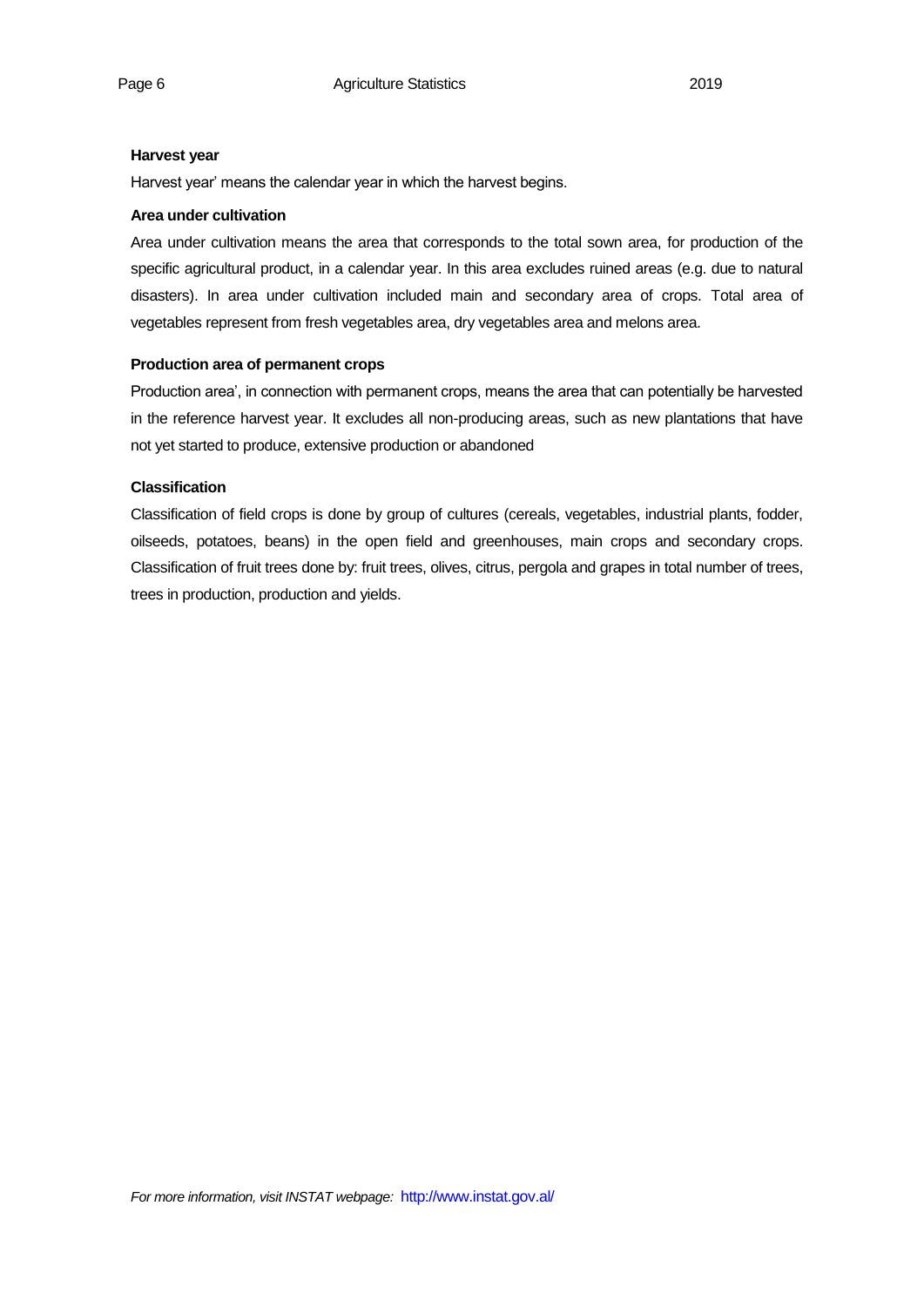**Harvest year**

Harvest year' means the calendar year in which the harvest begins.

**Area under cultivation**

Area under cultivation means the area that corresponds to the total sown area, for production of the specific agricultural product, in a calendar year. In this area excludes ruined areas (e.g. due to natural disasters). In area under cultivation included main and secondary area of crops. Total area of vegetables represent from fresh vegetables area, dry vegetables area and melons area.

**Production area of permanent crops**

Production area', in connection with permanent crops, means the area that can potentially be harvested in the reference harvest year. It excludes all non-producing areas, such as new plantations that have not yet started to produce, extensive production or abandoned

**Classification**

Classification of field crops is done by group of cultures (cereals, vegetables, industrial plants, fodder, oilseeds, potatoes, beans) in the open field and greenhouses, main crops and secondary crops. Classification of fruit trees done by: fruit trees, olives, citrus, pergola and grapes in total number of trees, trees in production, production and yields.

*For more information, visit INSTAT webpage:* http://www.instat.gov.al/